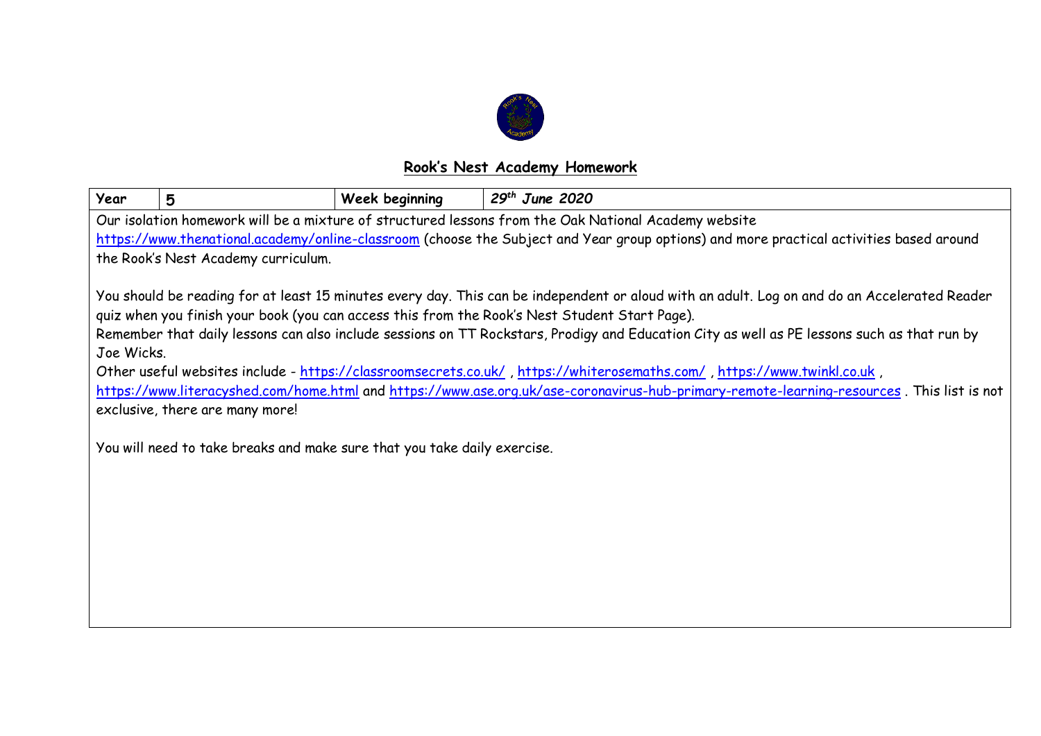## Rook's Nest Academy Homework

| Year | 5 | Week beginning | *29th June 2020* |
| --- | --- | --- | --- |

Our isolation homework will be a mixture of structured lessons from the Oak National Academy website https://www.thenational.academy/online-classroom (choose the Subject and Year group options) and more practical activities based around the Rook's Nest Academy curriculum.

You should be reading for at least 15 minutes every day. This can be independent or aloud with an adult. Log on and do an Accelerated Reader quiz when you finish your book (you can access this from the Rook's Nest Student Start Page).

Remember that daily lessons can also include sessions on TT Rockstars, Prodigy and Education City as well as PE lessons such as that run by Joe Wicks.

Other useful websites include - https://classroomsecrets.co.uk/ , https://whiterosemaths.com/ , https://www.twinkl.co.uk , https://www.literacyshed.com/home.html and https://www.ase.org.uk/ase-coronavirus-hub-primary-remote-learning-resources . This list is not exclusive, there are many more!

You will need to take breaks and make sure that you take daily exercise.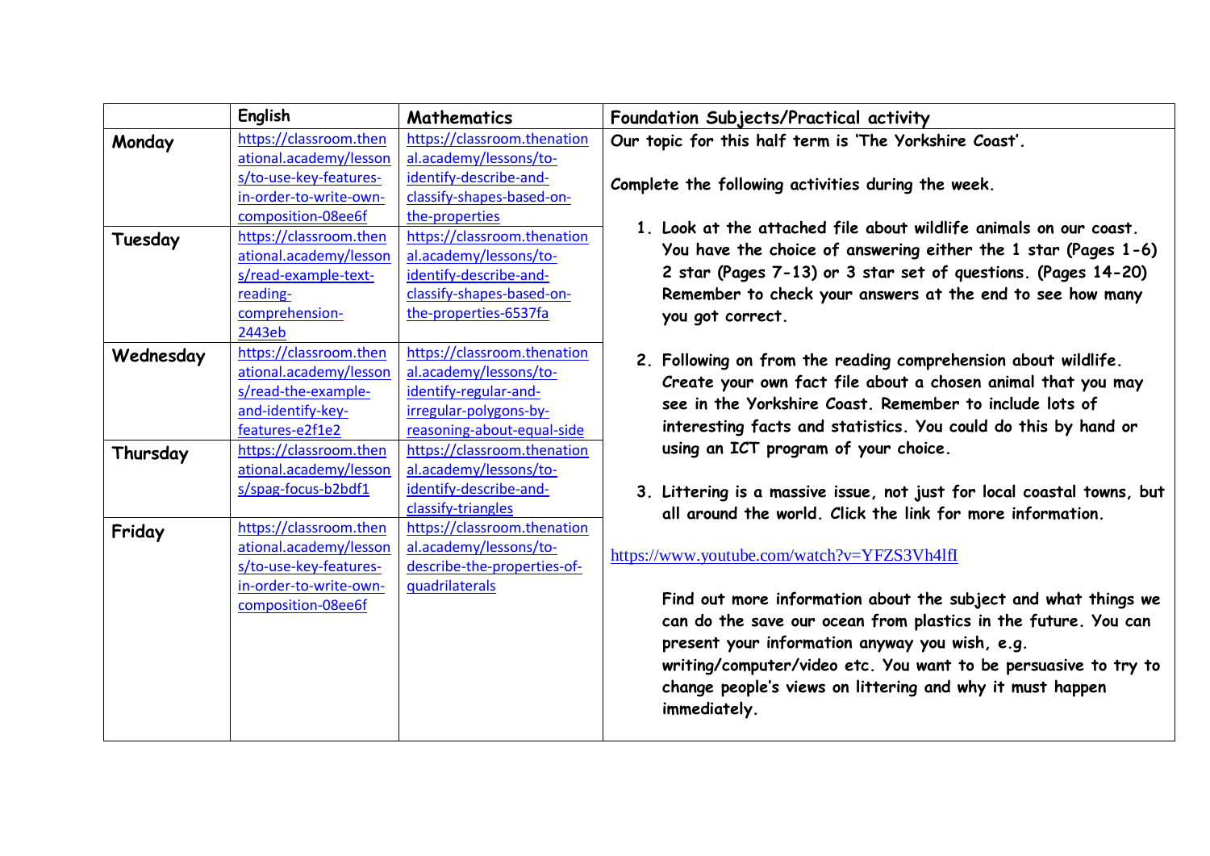| | English | Mathematics | Foundation Subjects/Practical activity |
|---|---|---|---|
| **Monday** | https://classroom.thenational.academy/lessons/to-use-key-features-in-order-to-write-own-composition-08ee6f | https://classroom.thenational.academy/lessons/to-identify-describe-and-classify-shapes-based-on-the-properties | **Our topic for this half term is 'The Yorkshire Coast'.**<br><br>**Complete the following activities during the week.**<br><br>**1. Look at the attached file about wildlife animals on our coast. You have the choice of answering either the 1 star (Pages 1-6) 2 star (Pages 7-13) or 3 star set of questions. (Pages 14-20) Remember to check your answers at the end to see how many you got correct.**<br><br>**2. Following on from the reading comprehension about wildlife. Create your own fact file about a chosen animal that you may see in the Yorkshire Coast. Remember to include lots of interesting facts and statistics. You could do this by hand or using an ICT program of your choice.**<br><br>**3. Littering is a massive issue, not just for local coastal towns, but all around the world. Click the link for more information.**<br><br>https://www.youtube.com/watch?v=YFZS3Vh4lfI<br><br>**Find out more information about the subject and what things we can do the save our ocean from plastics in the future. You can present your information anyway you wish, e.g. writing/computer/video etc. You want to be persuasive to try to change people's views on littering and why it must happen immediately.** |
| **Tuesday** | https://classroom.thenational.academy/lessons/read-example-text-reading-comprehension-2443eb | https://classroom.thenational.academy/lessons/to-identify-describe-and-classify-shapes-based-on-the-properties-6537fa | |
| **Wednesday** | https://classroom.thenational.academy/lessons/read-the-example-and-identify-key-features-e2f1e2 | https://classroom.thenational.academy/lessons/to-identify-regular-and-irregular-polygons-by-reasoning-about-equal-side | |
| **Thursday** | https://classroom.thenational.academy/lessons/spag-focus-b2bdf1 | https://classroom.thenational.academy/lessons/to-identify-describe-and-classify-triangles | |
| **Friday** | https://classroom.thenational.academy/lessons/to-use-key-features-in-order-to-write-own-composition-08ee6f | https://classroom.thenational.academy/lessons/to-describe-the-properties-of-quadrilaterals | |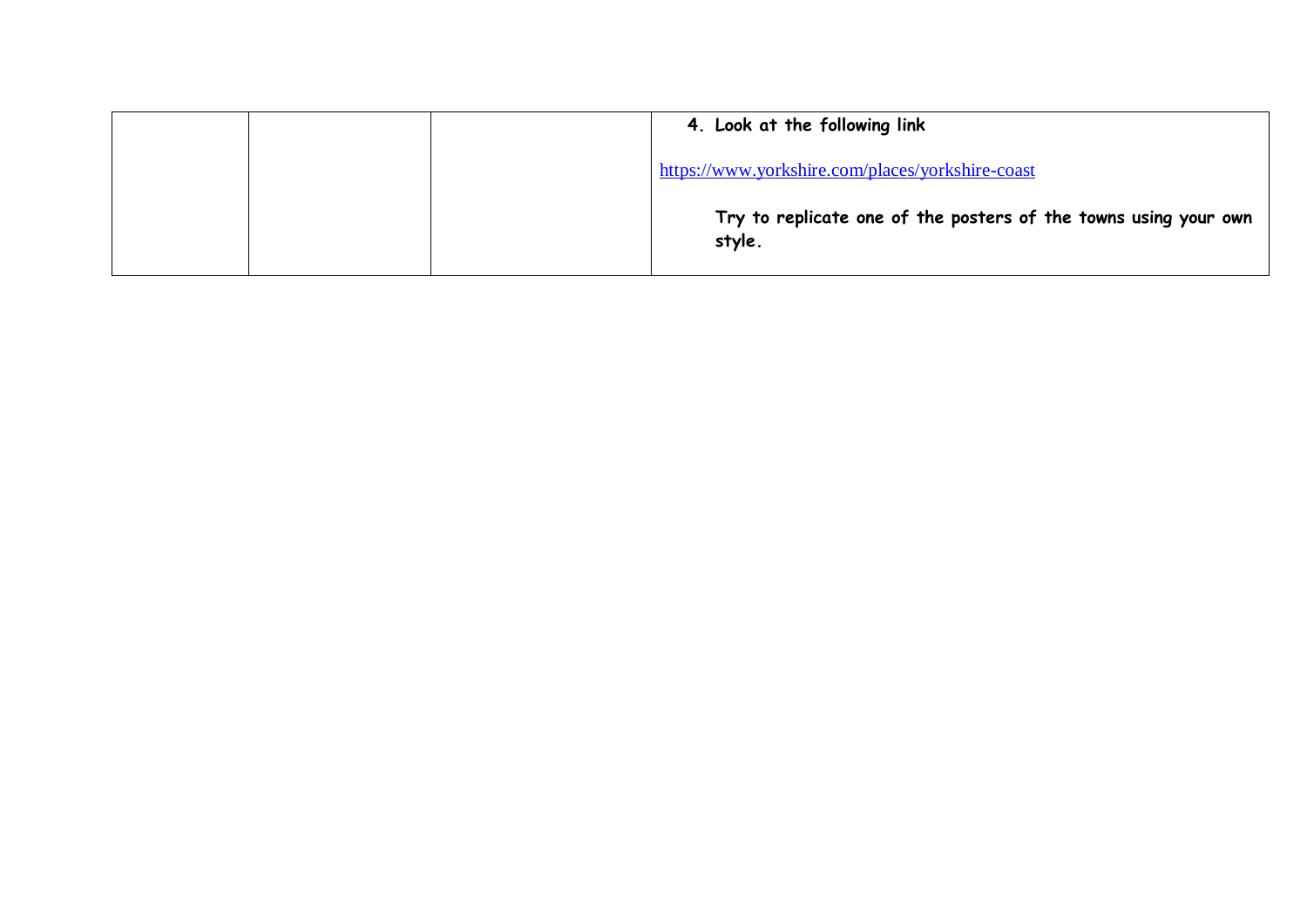| | | | |
|---|---|---|---|
| | | | **4. Look at the following link**<br><br>https://www.yorkshire.com/places/yorkshire-coast<br><br>**Try to replicate one of the posters of the towns using your own style.** |